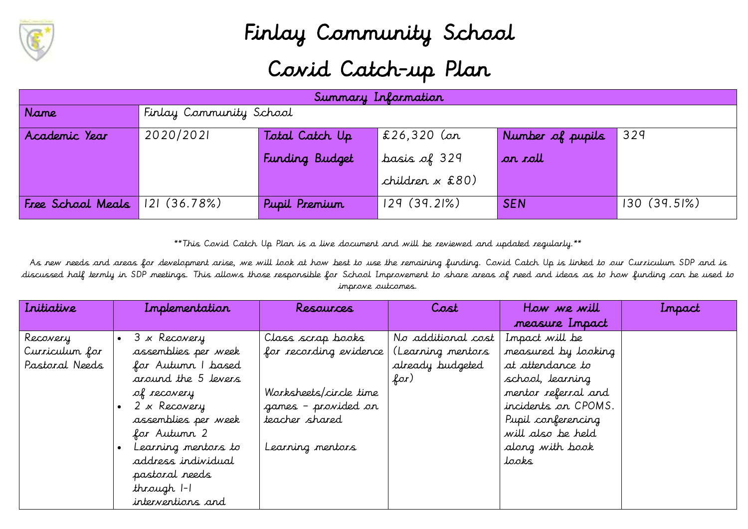# Finlay Community School

# Covid Catch-up Plan

| Summary Information | | | | | |
|---|---|---|---|---|---|
| Name | Finlay Community School | | | | |
| Academic Year | 2020/2021 | Total Catch Up Funding Budget | £26,320 (on basis of 329 children x £80) | Number of pupils on roll | 329 |
| Free School Meals | 121 (36.78%) | Pupil Premium | 129 (39.21%) | SEN | 130 (39.51%) |

**This Covid Catch Up Plan is a live document and will be reviewed and updated regularly.**

As new needs and areas for development arise, we will look at how best to use the remaining funding. Covid Catch Up is linked to our Curriculum SDP and is discussed half termly in SDP meetings. This allows those responsible for School Improvement to share areas of need and ideas as to how funding can be used to improve outcomes.

| Initiative | Implementation | Resources | Cost | How we will measure Impact | Impact |
|---|---|---|---|---|---|
| Recovery Curriculum for Pastoral Needs | • 3 x Recovery assemblies per week for Autumn 1 based around the 5 levers of recovery<br>• 2 x Recovery assemblies per week for Autumn 2<br>• Learning mentors to address individual pastoral needs through 1-1 interventions and | Class scrap books for recording evidence<br><br>Worksheets/circle time games – provided on teacher shared<br><br>Learning mentors | No additional cost (Learning mentors already budgeted for) | Impact will be measured by looking at attendance to school, learning mentor referral and incidents on CPOMS. Pupil conferencing will also be held along with book looks | |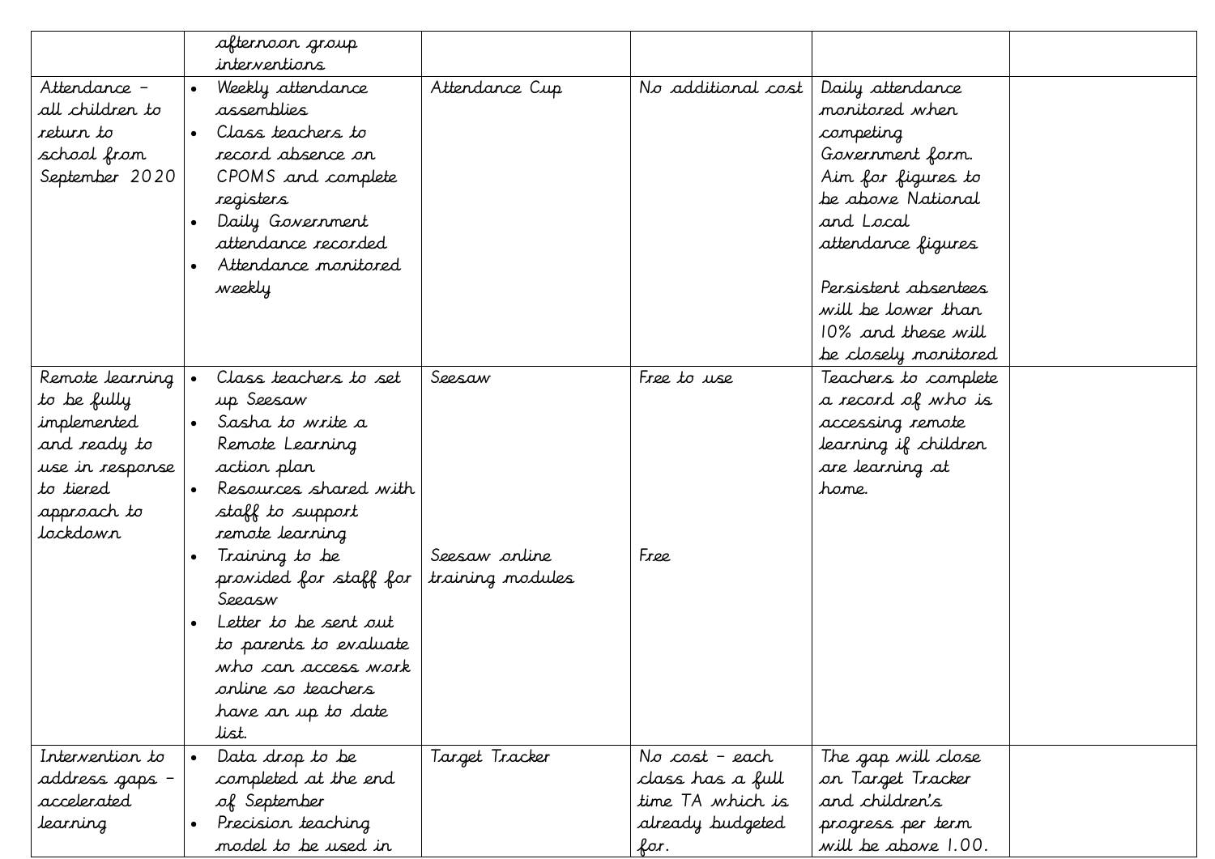| | | | | | |
|---|---|---|---|---|---|
| | afternoon group interventions | | | | |
| Attendance – all children to return to school from September 2020 | • Weekly attendance assemblies<br>• Class teachers to record absence on CPOMS and complete registers<br>• Daily Government attendance recorded<br>• Attendance monitored weekly | Attendance Cup | No additional cost | Daily attendance monitored when competing Government form. Aim for figures to be above National and Local attendance figures<br><br>Persistent absentees will be lower than 10% and these will be closely monitored | |
| Remote learning to be fully implemented and ready to use in response to tiered approach to lockdown | • Class teachers to set up Seesaw<br>• Sasha to write a Remote Learning action plan<br>• Resources shared with staff to support remote learning<br>• Training to be provided for staff for Seeasw<br>• Letter to be sent out to parents to evaluate who can access work online so teachers have an up to date list. | Seesaw<br><br><br><br><br><br><br><br>Seesaw online training modules | Free to use<br><br><br><br><br><br><br><br>Free | Teachers to complete a record of who is accessing remote learning if children are learning at home. | |
| Intervention to address gaps – accelerated learning | • Data drop to be completed at the end of September<br>• Precision teaching model to be used in | Target Tracker | No cost – each class has a full time TA which is already budgeted for. | The gap will close on Target Tracker and children's progress per term will be above 1.00. | |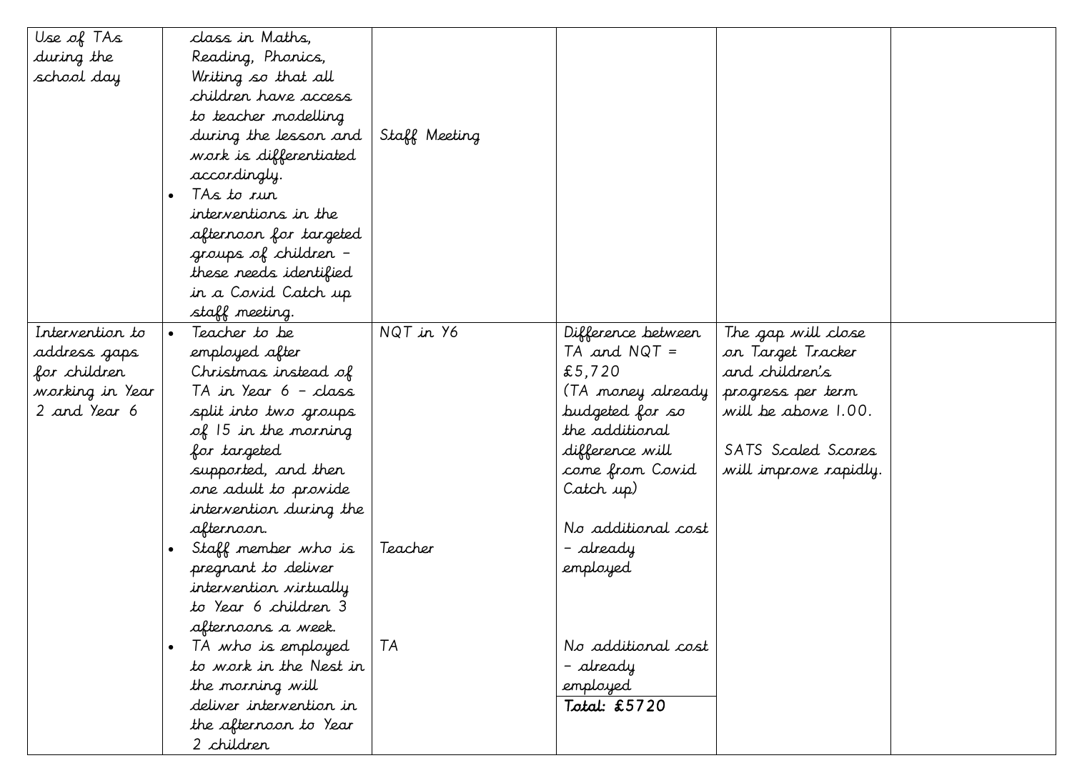| | | | | | |
|---|---|---|---|---|---|
| Use of TAs during the school day | class in Maths, Reading, Phonics, Writing so that all children have access to teacher modelling during the lesson and work is differentiated accordingly.<br>• TAs to run interventions in the afternoon for targeted groups of children – these needs identified in a Covid Catch up staff meeting. | Staff Meeting | | | |
| Intervention to address gaps for children working in Year 2 and Year 6 | • Teacher to be employed after Christmas instead of TA in Year 6 – class split into two groups of 15 in the morning for targeted supported, and then one adult to provide intervention during the afternoon.<br>• Staff member who is pregnant to deliver intervention virtually to Year 6 children 3 afternoons a week.<br>• TA who is employed to work in the Nest in the morning will deliver intervention in the afternoon to Year 2 children | NQT in Y6<br><br>Teacher<br><br>TA | Difference between TA and NQT = £5,720 (TA money already budgeted for so the additional difference will come from Covid Catch up)<br><br>No additional cost – already employed<br><br>No additional cost – already employed<br><br>**Total: £5720** | The gap will close on Target Tracker and children's progress per term will be above 1.00.<br><br>SATS Scaled Scores will improve rapidly. | |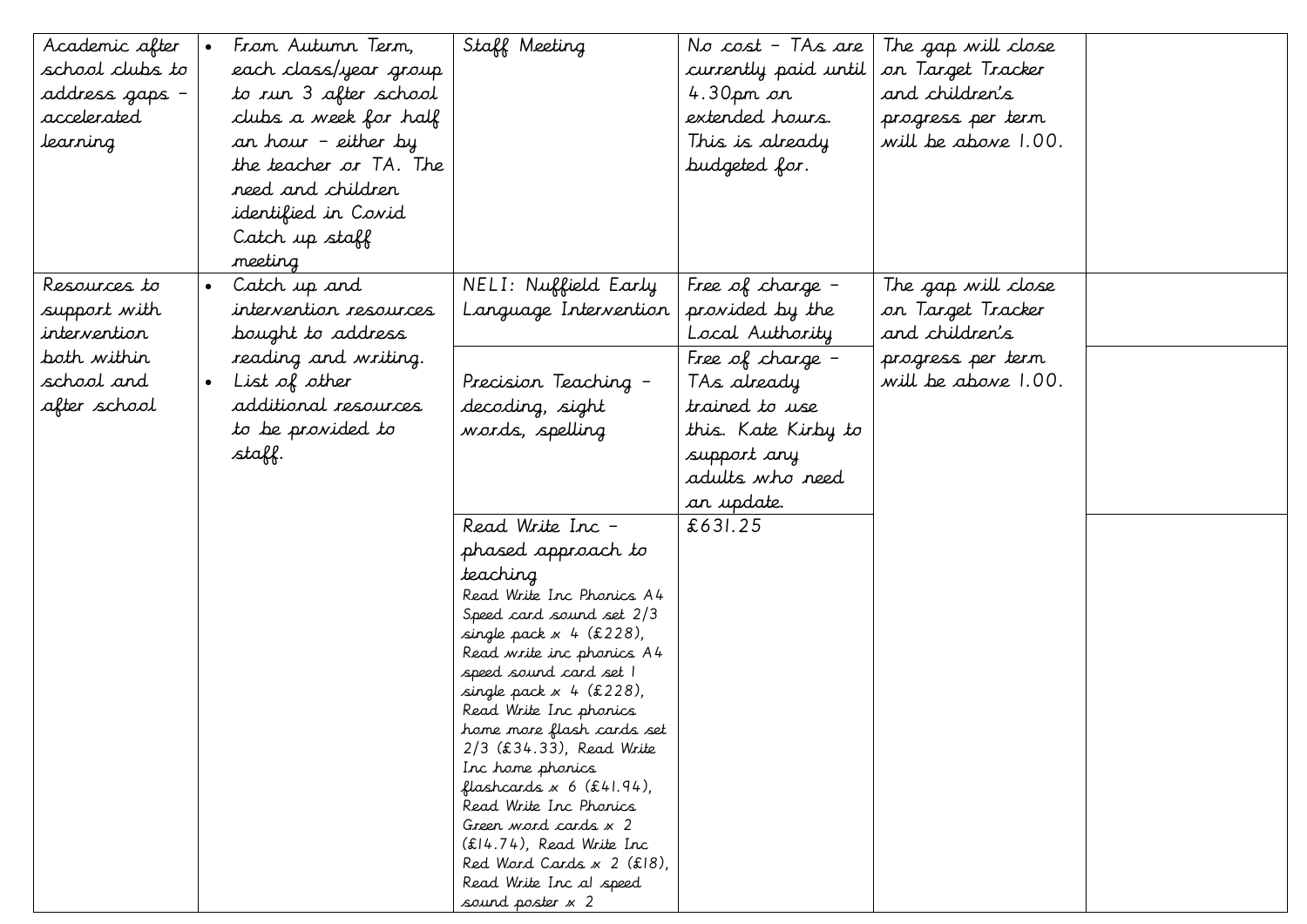| | | | | | |
|---|---|---|---|---|---|
| Academic after school clubs to address gaps – accelerated learning | • From Autumn Term, each class/year group to run 3 after school clubs a week for half an hour – either by the teacher or TA. The need and children identified in Covid Catch up staff meeting | Staff Meeting | No cost – TAs are currently paid until 4.30pm on extended hours. This is already budgeted for. | The gap will close on Target Tracker and children's progress per term will be above 1.00. | |
| Resources to support with intervention both within school and after school | • Catch up and intervention resources bought to address reading and writing.<br>• List of other additional resources to be provided to staff. | NELI: Nuffield Early Language Intervention | Free of charge – provided by the Local Authority | The gap will close on Target Tracker and children's progress per term will be above 1.00. | |
| | | Precision Teaching – decoding, sight words, spelling | Free of charge – TAs already trained to use this. Kate Kirby to support any adults who need an update. | | |
| | | Read Write Inc – phased approach to teaching<br>Read Write Inc Phonics A4 Speed card sound set 2/3 single pack x 4 (£228), Read write inc phonics A4 speed sound card set 1 single pack x 4 (£228), Read Write Inc phonics home more flash cards set 2/3 (£34.33), Read Write Inc home phonics flashcards x 6 (£41.94), Read Write Inc Phonics Green word cards x 2 (£14.74), Read Write Inc Red Word Cards x 2 (£18), Read Write Inc a1 speed sound poster x 2 | £631.25 | | |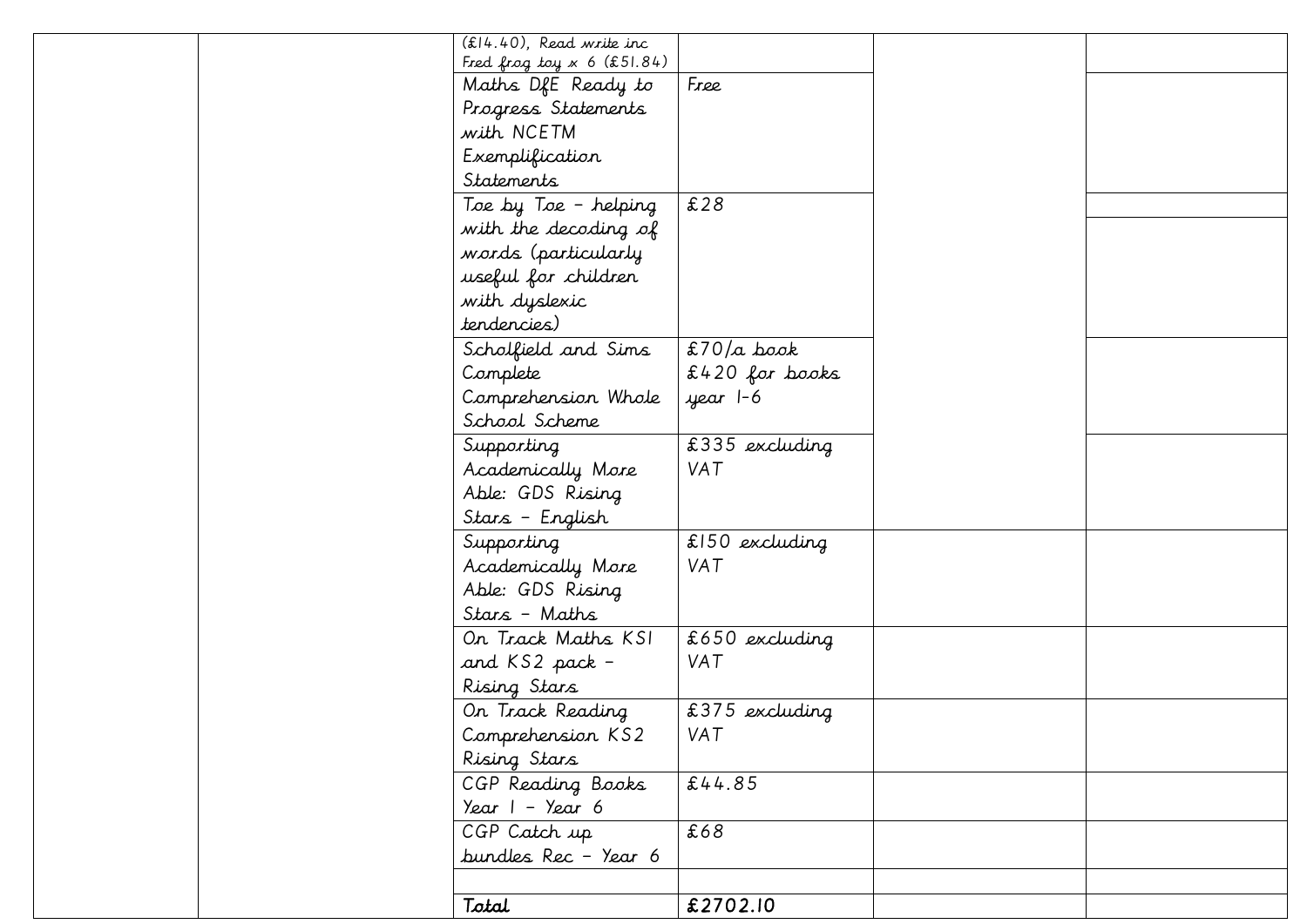| | | | | | |
|---|---|---|---|---|---|
| | | (£14.40), Read write inc Fred frog toy x 6 (£51.84) | | | |
| | | Maths DfE Ready to Progress Statements with NCETM Exemplification Statements | Free | | |
| | | Toe by Toe – helping with the decoding of words (particularly useful for children with dyslexic tendencies) | £28 | | |
| | | Scholfield and Sims Complete Comprehension Whole School Scheme | £70/a book £420 for books year 1-6 | | |
| | | Supporting Academically More Able: GDS Rising Stars – English | £335 excluding VAT | | |
| | | Supporting Academically More Able: GDS Rising Stars – Maths | £150 excluding VAT | | |
| | | On Track Maths KS1 and KS2 pack – Rising Stars | £650 excluding VAT | | |
| | | On Track Reading Comprehension KS2 Rising Stars | £375 excluding VAT | | |
| | | CGP Reading Books Year 1 – Year 6 | £44.85 | | |
| | | CGP Catch up bundles Rec – Year 6 | £68 | | |
| | | | | | |
| | | **Total** | **£2702.10** | | |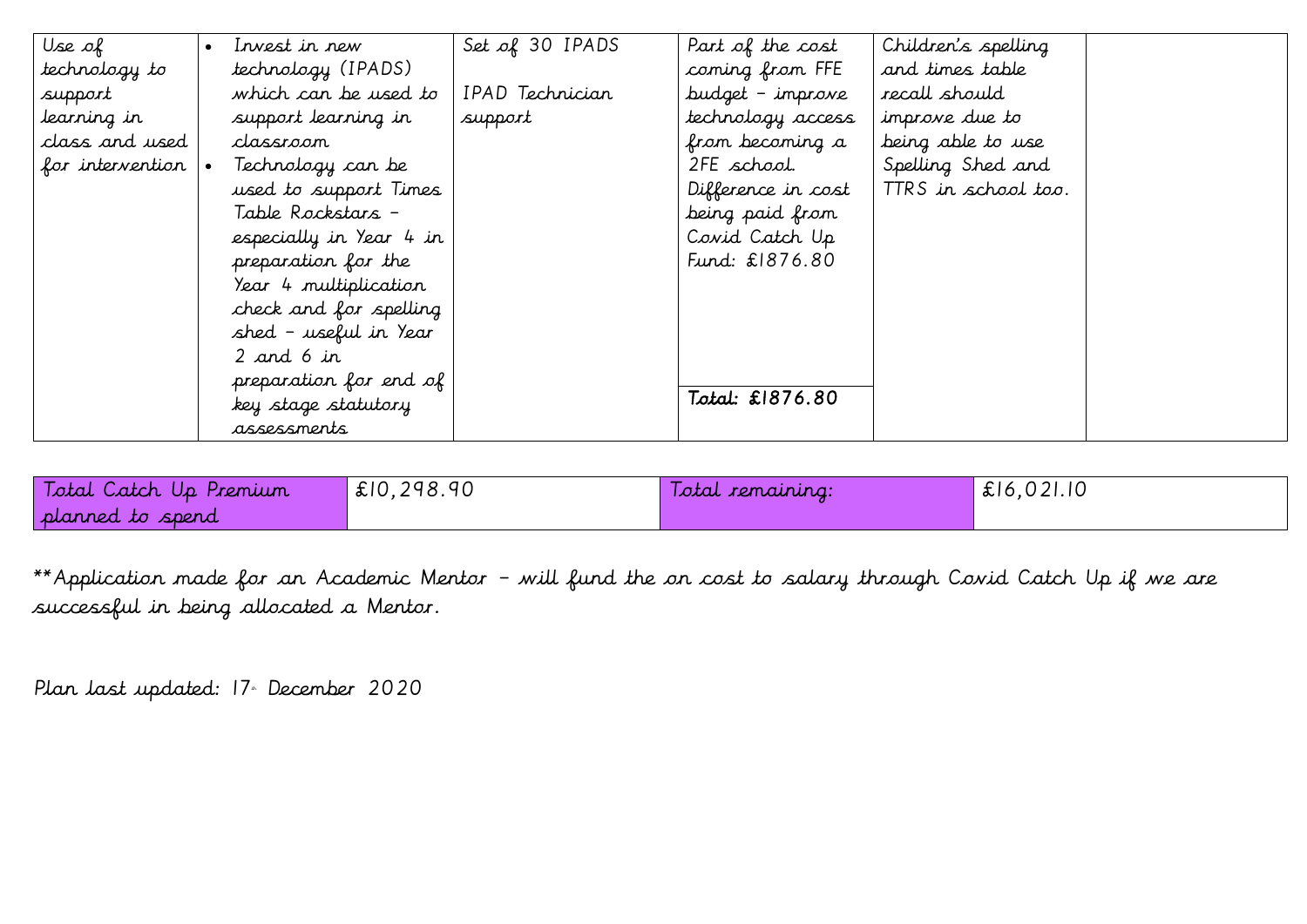| | | | | | |
|---|---|---|---|---|---|
| Use of technology to support learning in class and used for intervention | • Invest in new technology (IPADS) which can be used to support learning in classroom<br>• Technology can be used to support Times Table Rockstars – especially in Year 4 in preparation for the Year 4 multiplication check and for spelling shed – useful in Year 2 and 6 in preparation for end of key stage statutory assessments | Set of 30 IPADS<br><br>IPAD Technician support | Part of the cost coming from FFE budget – improve technology access from becoming a 2FE school. Difference in cost being paid from Covid Catch Up Fund: £1876.80<br><br>**Total: £1876.80** | Children's spelling and times table recall should improve due to being able to use Spelling Shed and TTRS in school too. | |

| | | | |
|---|---|---|---|
| Total Catch Up Premium planned to spend | £10,298.90 | Total remaining: | £16,021.10 |

**Application made for an Academic Mentor – will fund the on cost to salary through Covid Catch Up if we are successful in being allocated a Mentor.

Plan last updated: 17th December 2020